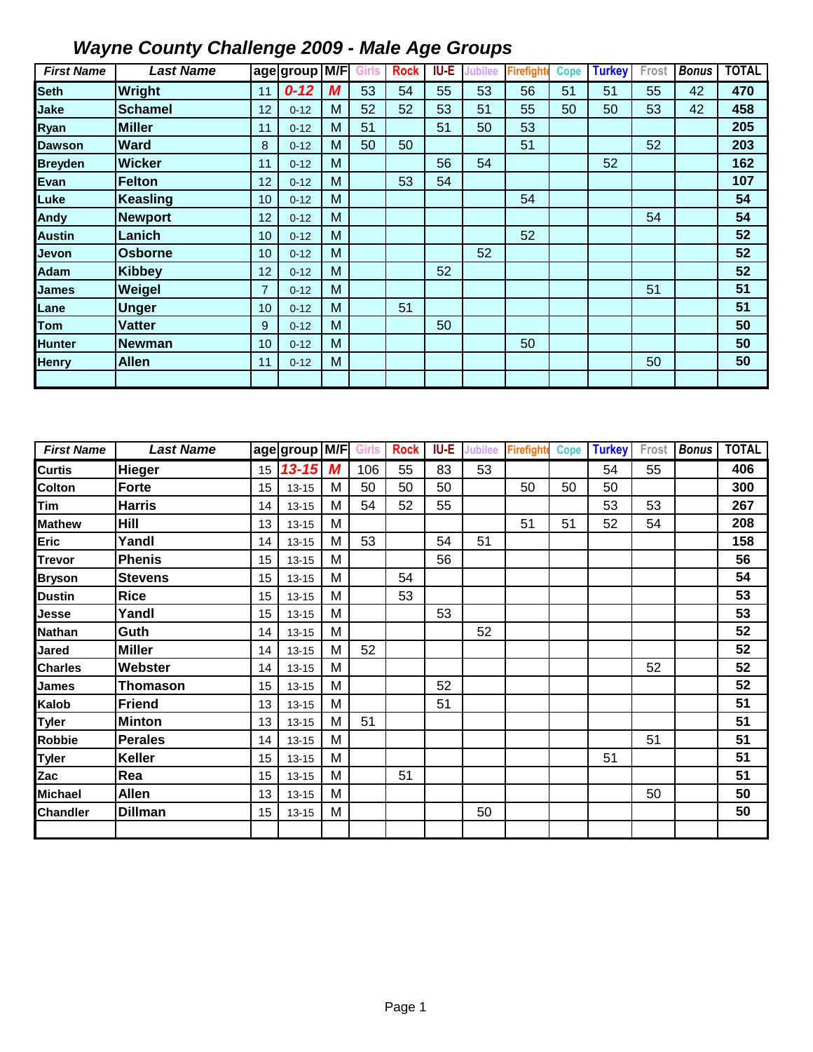# Wayne County Challenge 2009 - Male Age Groups

| First Name | Last Name | age | group | M/F | Girls | Rock | IU-E | Jubilee | Firefighte | Cope | Turkey | Frost | Bonus | TOTAL |
|---|---|---|---|---|---|---|---|---|---|---|---|---|---|---|
| Seth | Wright | 11 | 0-12 | M | 53 | 54 | 55 | 53 | 56 | 51 | 51 | 55 | 42 | 470 |
| Jake | Schamel | 12 | 0-12 | M | 52 | 52 | 53 | 51 | 55 | 50 | 50 | 53 | 42 | 458 |
| Ryan | Miller | 11 | 0-12 | M | 51 | | 51 | 50 | 53 | | | | | 205 |
| Dawson | Ward | 8 | 0-12 | M | 50 | 50 | | | 51 | | | 52 | | 203 |
| Breyden | Wicker | 11 | 0-12 | M | | | 56 | 54 | | | 52 | | | 162 |
| Evan | Felton | 12 | 0-12 | M | | 53 | 54 | | | | | | | 107 |
| Luke | Keasling | 10 | 0-12 | M | | | | | 54 | | | | | 54 |
| Andy | Newport | 12 | 0-12 | M | | | | | | | | 54 | | 54 |
| Austin | Lanich | 10 | 0-12 | M | | | | | 52 | | | | | 52 |
| Jevon | Osborne | 10 | 0-12 | M | | | | 52 | | | | | | 52 |
| Adam | Kibbey | 12 | 0-12 | M | | | 52 | | | | | | | 52 |
| James | Weigel | 7 | 0-12 | M | | | | | | | | 51 | | 51 |
| Lane | Unger | 10 | 0-12 | M | | 51 | | | | | | | | 51 |
| Tom | Vatter | 9 | 0-12 | M | | | 50 | | | | | | | 50 |
| Hunter | Newman | 10 | 0-12 | M | | | | | 50 | | | | | 50 |
| Henry | Allen | 11 | 0-12 | M | | | | | | | | 50 | | 50 |
| | | | | | | | | | | | | | | |

| First Name | Last Name | age | group | M/F | Girls | Rock | IU-E | Jubilee | Firefighte | Cope | Turkey | Frost | Bonus | TOTAL |
|---|---|---|---|---|---|---|---|---|---|---|---|---|---|---|
| Curtis | Hieger | 15 | 13-15 | M | 106 | 55 | 83 | 53 | | | 54 | 55 | | 406 |
| Colton | Forte | 15 | 13-15 | M | 50 | 50 | 50 | | 50 | 50 | 50 | | | 300 |
| Tim | Harris | 14 | 13-15 | M | 54 | 52 | 55 | | | | 53 | 53 | | 267 |
| Mathew | Hill | 13 | 13-15 | M | | | | | 51 | 51 | 52 | 54 | | 208 |
| Eric | Yandl | 14 | 13-15 | M | 53 | | 54 | 51 | | | | | | 158 |
| Trevor | Phenis | 15 | 13-15 | M | | | 56 | | | | | | | 56 |
| Bryson | Stevens | 15 | 13-15 | M | | 54 | | | | | | | | 54 |
| Dustin | Rice | 15 | 13-15 | M | | 53 | | | | | | | | 53 |
| Jesse | Yandl | 15 | 13-15 | M | | | 53 | | | | | | | 53 |
| Nathan | Guth | 14 | 13-15 | M | | | | 52 | | | | | | 52 |
| Jared | Miller | 14 | 13-15 | M | 52 | | | | | | | | | 52 |
| Charles | Webster | 14 | 13-15 | M | | | | | | | | 52 | | 52 |
| James | Thomason | 15 | 13-15 | M | | | 52 | | | | | | | 52 |
| Kalob | Friend | 13 | 13-15 | M | | | 51 | | | | | | | 51 |
| Tyler | Minton | 13 | 13-15 | M | 51 | | | | | | | | | 51 |
| Robbie | Perales | 14 | 13-15 | M | | | | | | | | 51 | | 51 |
| Tyler | Keller | 15 | 13-15 | M | | | | | | | 51 | | | 51 |
| Zac | Rea | 15 | 13-15 | M | | 51 | | | | | | | | 51 |
| Michael | Allen | 13 | 13-15 | M | | | | | | | | 50 | | 50 |
| Chandler | Dillman | 15 | 13-15 | M | | | | 50 | | | | | | 50 |
| | | | | | | | | | | | | | | |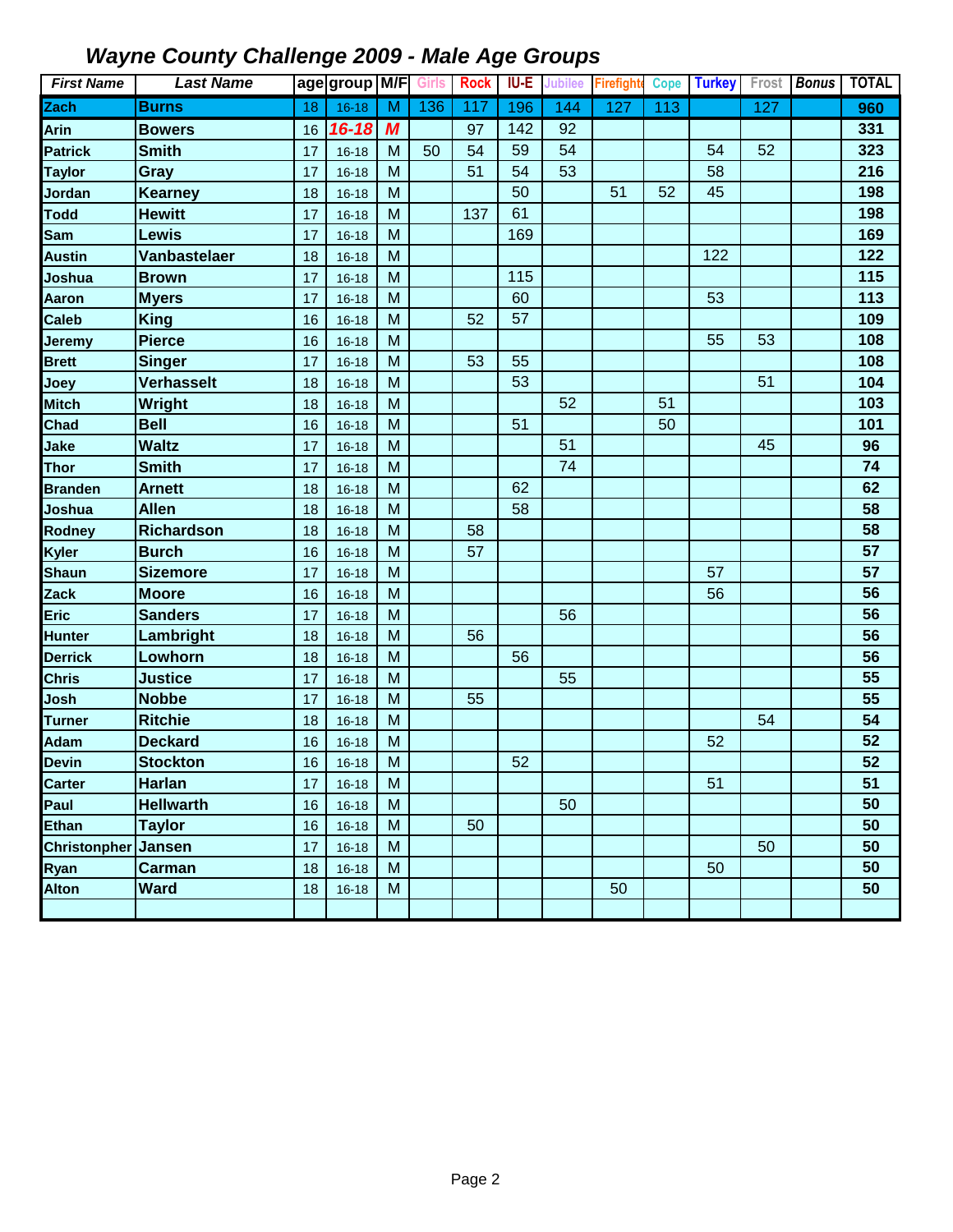## *Wayne County Challenge 2009 - Male Age Groups*

| *First Name* | *Last Name* | age | group | M/F | Girls | Rock | IU-E | Jubilee | Firefighte | Cope | Turkey | Frost | *Bonus* | TOTAL |
|---|---|---|---|---|---|---|---|---|---|---|---|---|---|---|
| **Zach** | **Burns** | 18 | 16-18 | M | 136 | 117 | 196 | 144 | 127 | 113 | | 127 | | **960** |
| **Arin** | **Bowers** | 16 | *16-18* | *M* | | 97 | 142 | 92 | | | | | | **331** |
| **Patrick** | **Smith** | 17 | 16-18 | M | 50 | 54 | 59 | 54 | | | 54 | 52 | | **323** |
| **Taylor** | **Gray** | 17 | 16-18 | M | | 51 | 54 | 53 | | | 58 | | | **216** |
| **Jordan** | **Kearney** | 18 | 16-18 | M | | | 50 | | 51 | 52 | 45 | | | **198** |
| **Todd** | **Hewitt** | 17 | 16-18 | M | | 137 | 61 | | | | | | | **198** |
| **Sam** | **Lewis** | 17 | 16-18 | M | | | 169 | | | | | | | **169** |
| **Austin** | **Vanbastelaer** | 18 | 16-18 | M | | | | | | | 122 | | | **122** |
| **Joshua** | **Brown** | 17 | 16-18 | M | | | 115 | | | | | | | **115** |
| **Aaron** | **Myers** | 17 | 16-18 | M | | | 60 | | | | 53 | | | **113** |
| **Caleb** | **King** | 16 | 16-18 | M | | 52 | 57 | | | | | | | **109** |
| **Jeremy** | **Pierce** | 16 | 16-18 | M | | | | | | | 55 | 53 | | **108** |
| **Brett** | **Singer** | 17 | 16-18 | M | | 53 | 55 | | | | | | | **108** |
| **Joey** | **Verhasselt** | 18 | 16-18 | M | | | 53 | | | | | 51 | | **104** |
| **Mitch** | **Wright** | 18 | 16-18 | M | | | | 52 | | 51 | | | | **103** |
| **Chad** | **Bell** | 16 | 16-18 | M | | | 51 | | | 50 | | | | **101** |
| **Jake** | **Waltz** | 17 | 16-18 | M | | | | 51 | | | | 45 | | **96** |
| **Thor** | **Smith** | 17 | 16-18 | M | | | | 74 | | | | | | **74** |
| **Branden** | **Arnett** | 18 | 16-18 | M | | | 62 | | | | | | | **62** |
| **Joshua** | **Allen** | 18 | 16-18 | M | | | 58 | | | | | | | **58** |
| **Rodney** | **Richardson** | 18 | 16-18 | M | | 58 | | | | | | | | **58** |
| **Kyler** | **Burch** | 16 | 16-18 | M | | 57 | | | | | | | | **57** |
| **Shaun** | **Sizemore** | 17 | 16-18 | M | | | | | | | 57 | | | **57** |
| **Zack** | **Moore** | 16 | 16-18 | M | | | | | | | 56 | | | **56** |
| **Eric** | **Sanders** | 17 | 16-18 | M | | | | 56 | | | | | | **56** |
| **Hunter** | **Lambright** | 18 | 16-18 | M | | 56 | | | | | | | | **56** |
| **Derrick** | **Lowhorn** | 18 | 16-18 | M | | | 56 | | | | | | | **56** |
| **Chris** | **Justice** | 17 | 16-18 | M | | | | 55 | | | | | | **55** |
| **Josh** | **Nobbe** | 17 | 16-18 | M | | 55 | | | | | | | | **55** |
| **Turner** | **Ritchie** | 18 | 16-18 | M | | | | | | | | 54 | | **54** |
| **Adam** | **Deckard** | 16 | 16-18 | M | | | | | | | 52 | | | **52** |
| **Devin** | **Stockton** | 16 | 16-18 | M | | | 52 | | | | | | | **52** |
| **Carter** | **Harlan** | 17 | 16-18 | M | | | | | | | 51 | | | **51** |
| **Paul** | **Hellwarth** | 16 | 16-18 | M | | | | 50 | | | | | | **50** |
| **Ethan** | **Taylor** | 16 | 16-18 | M | | 50 | | | | | | | | **50** |
| **Christonpher** | **Jansen** | 17 | 16-18 | M | | | | | | | | 50 | | **50** |
| **Ryan** | **Carman** | 18 | 16-18 | M | | | | | | | 50 | | | **50** |
| **Alton** | **Ward** | 18 | 16-18 | M | | | | | 50 | | | | | **50** |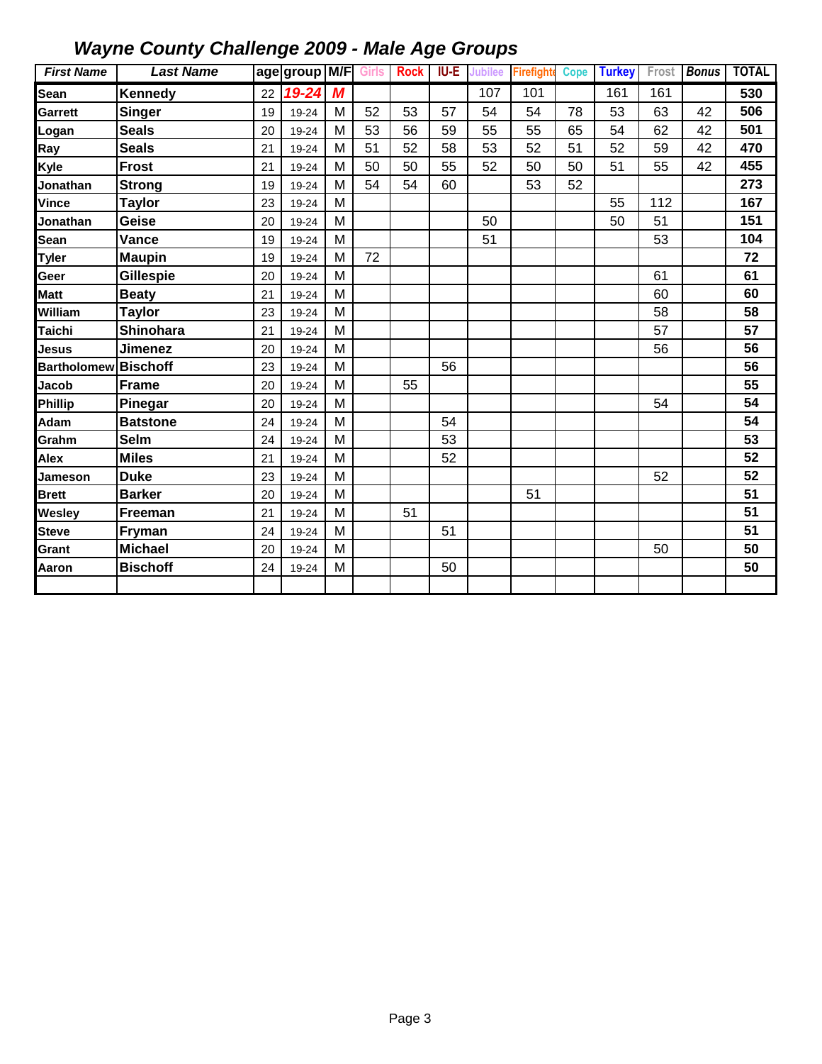## *Wayne County Challenge 2009 - Male Age Groups*

| First Name | Last Name | age | group | M/F | Girls | Rock | IU-E | Jubilee | Firefighter | Cope | Turkey | Frost | Bonus | TOTAL |
|---|---|---|---|---|---|---|---|---|---|---|---|---|---|---|
| Sean | Kennedy | 22 | 19-24 | M | | | | 107 | 101 | | 161 | 161 | | 530 |
| Garrett | Singer | 19 | 19-24 | M | 52 | 53 | 57 | 54 | 54 | 78 | 53 | 63 | 42 | 506 |
| Logan | Seals | 20 | 19-24 | M | 53 | 56 | 59 | 55 | 55 | 65 | 54 | 62 | 42 | 501 |
| Ray | Seals | 21 | 19-24 | M | 51 | 52 | 58 | 53 | 52 | 51 | 52 | 59 | 42 | 470 |
| Kyle | Frost | 21 | 19-24 | M | 50 | 50 | 55 | 52 | 50 | 50 | 51 | 55 | 42 | 455 |
| Jonathan | Strong | 19 | 19-24 | M | 54 | 54 | 60 | | 53 | 52 | | | | 273 |
| Vince | Taylor | 23 | 19-24 | M | | | | | | | 55 | 112 | | 167 |
| Jonathan | Geise | 20 | 19-24 | M | | | | 50 | | | 50 | 51 | | 151 |
| Sean | Vance | 19 | 19-24 | M | | | | 51 | | | | 53 | | 104 |
| Tyler | Maupin | 19 | 19-24 | M | 72 | | | | | | | | | 72 |
| Geer | Gillespie | 20 | 19-24 | M | | | | | | | | 61 | | 61 |
| Matt | Beaty | 21 | 19-24 | M | | | | | | | | 60 | | 60 |
| William | Taylor | 23 | 19-24 | M | | | | | | | | 58 | | 58 |
| Taichi | Shinohara | 21 | 19-24 | M | | | | | | | | 57 | | 57 |
| Jesus | Jimenez | 20 | 19-24 | M | | | | | | | | 56 | | 56 |
| Bartholomew | Bischoff | 23 | 19-24 | M | | | 56 | | | | | | | 56 |
| Jacob | Frame | 20 | 19-24 | M | | 55 | | | | | | | | 55 |
| Phillip | Pinegar | 20 | 19-24 | M | | | | | | | | 54 | | 54 |
| Adam | Batstone | 24 | 19-24 | M | | | 54 | | | | | | | 54 |
| Grahm | Selm | 24 | 19-24 | M | | | 53 | | | | | | | 53 |
| Alex | Miles | 21 | 19-24 | M | | | 52 | | | | | | | 52 |
| Jameson | Duke | 23 | 19-24 | M | | | | | | | | 52 | | 52 |
| Brett | Barker | 20 | 19-24 | M | | | | | 51 | | | | | 51 |
| Wesley | Freeman | 21 | 19-24 | M | | 51 | | | | | | | | 51 |
| Steve | Fryman | 24 | 19-24 | M | | | 51 | | | | | | | 51 |
| Grant | Michael | 20 | 19-24 | M | | | | | | | | 50 | | 50 |
| Aaron | Bischoff | 24 | 19-24 | M | | | 50 | | | | | | | 50 |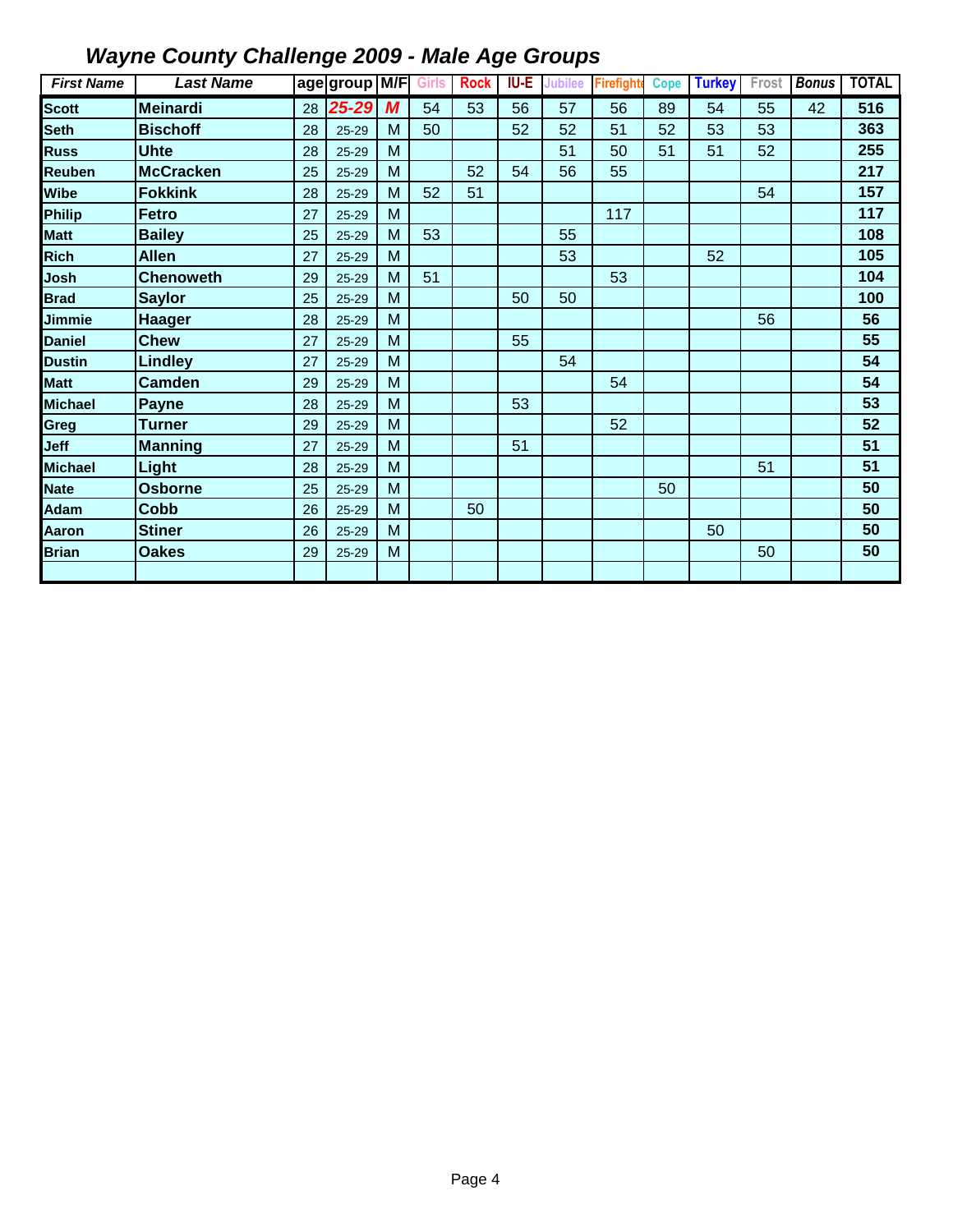# *Wayne County Challenge 2009 - Male Age Groups*

| *First Name* | *Last Name* | age | group | M/F | Girls | Rock | IU-E | Jubilee | Firefighter | Cope | Turkey | Frost | *Bonus* | TOTAL |
|---|---|---|---|---|---|---|---|---|---|---|---|---|---|---|
| **Scott** | **Meinardi** | 28 | *25-29* | *M* | 54 | 53 | 56 | 57 | 56 | 89 | 54 | 55 | 42 | **516** |
| **Seth** | **Bischoff** | 28 | 25-29 | M | 50 | | 52 | 52 | 51 | 52 | 53 | 53 | | **363** |
| **Russ** | **Uhte** | 28 | 25-29 | M | | | | 51 | 50 | 51 | 51 | 52 | | **255** |
| **Reuben** | **McCracken** | 25 | 25-29 | M | | 52 | 54 | 56 | 55 | | | | | **217** |
| **Wibe** | **Fokkink** | 28 | 25-29 | M | 52 | 51 | | | | | | 54 | | **157** |
| **Philip** | **Fetro** | 27 | 25-29 | M | | | | | 117 | | | | | **117** |
| **Matt** | **Bailey** | 25 | 25-29 | M | 53 | | | 55 | | | | | | **108** |
| **Rich** | **Allen** | 27 | 25-29 | M | | | | 53 | | | 52 | | | **105** |
| **Josh** | **Chenoweth** | 29 | 25-29 | M | 51 | | | | 53 | | | | | **104** |
| **Brad** | **Saylor** | 25 | 25-29 | M | | | 50 | 50 | | | | | | **100** |
| **Jimmie** | **Haager** | 28 | 25-29 | M | | | | | | | | 56 | | **56** |
| **Daniel** | **Chew** | 27 | 25-29 | M | | | 55 | | | | | | | **55** |
| **Dustin** | **Lindley** | 27 | 25-29 | M | | | | 54 | | | | | | **54** |
| **Matt** | **Camden** | 29 | 25-29 | M | | | | | 54 | | | | | **54** |
| **Michael** | **Payne** | 28 | 25-29 | M | | | 53 | | | | | | | **53** |
| **Greg** | **Turner** | 29 | 25-29 | M | | | | | 52 | | | | | **52** |
| **Jeff** | **Manning** | 27 | 25-29 | M | | | 51 | | | | | | | **51** |
| **Michael** | **Light** | 28 | 25-29 | M | | | | | | | | 51 | | **51** |
| **Nate** | **Osborne** | 25 | 25-29 | M | | | | | | 50 | | | | **50** |
| **Adam** | **Cobb** | 26 | 25-29 | M | | 50 | | | | | | | | **50** |
| **Aaron** | **Stiner** | 26 | 25-29 | M | | | | | | | 50 | | | **50** |
| **Brian** | **Oakes** | 29 | 25-29 | M | | | | | | | | 50 | | **50** |
| | | | | | | | | | | | | | | |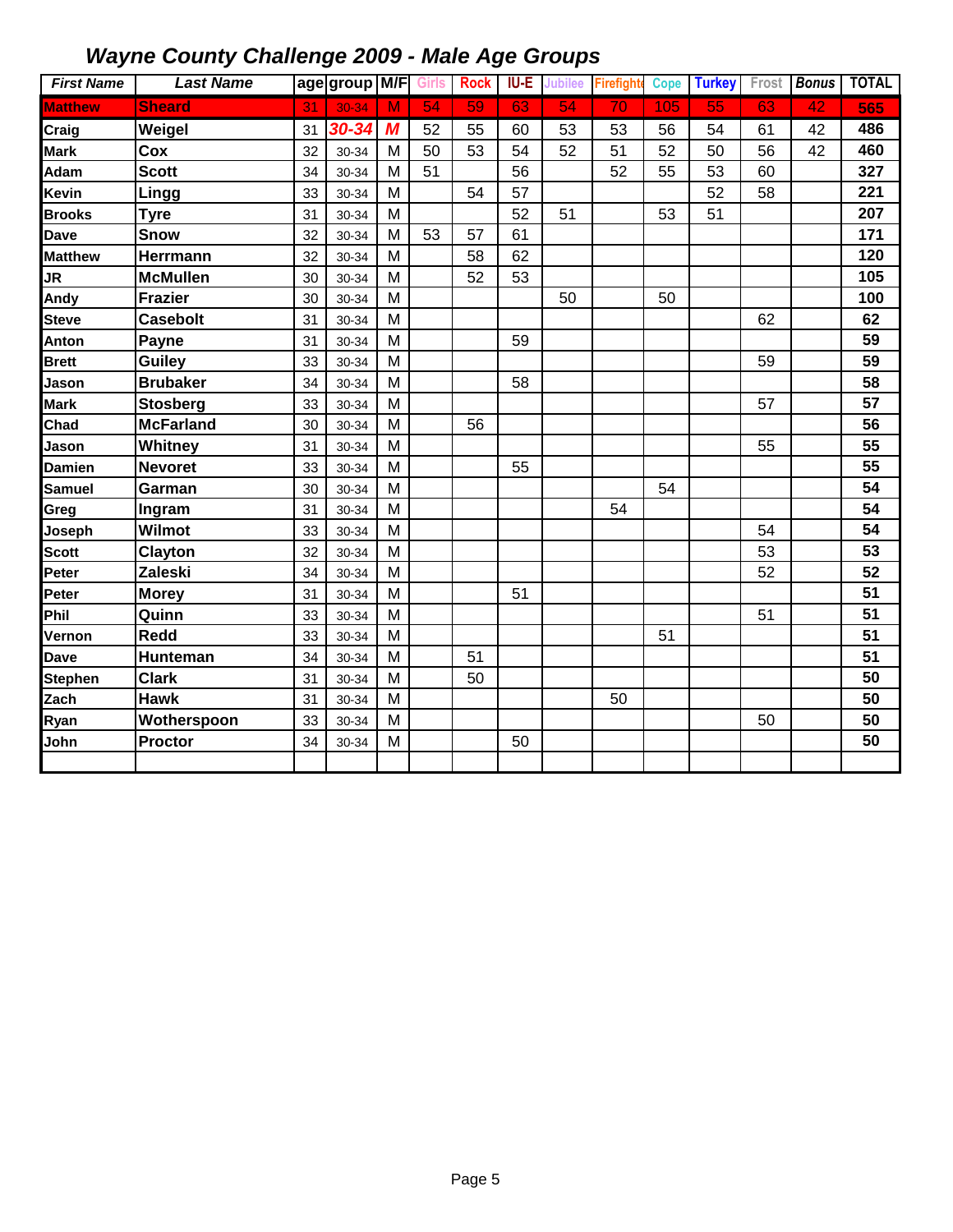## *Wayne County Challenge 2009 - Male Age Groups*

| *First Name* | *Last Name* | age | group | M/F | Girls | Rock | IU-E | Jubilee | Firefighte | Cope | Turkey | Frost | *Bonus* | TOTAL |
|---|---|---|---|---|---|---|---|---|---|---|---|---|---|---|
| Matthew | Sheard | 31 | 30-34 | M | 54 | 59 | 63 | 54 | 70 | 105 | 55 | 63 | 42 | 565 |
| Craig | Weigel | 31 | 30-34 | M | 52 | 55 | 60 | 53 | 53 | 56 | 54 | 61 | 42 | 486 |
| Mark | Cox | 32 | 30-34 | M | 50 | 53 | 54 | 52 | 51 | 52 | 50 | 56 | 42 | 460 |
| Adam | Scott | 34 | 30-34 | M | 51 | | 56 | | 52 | 55 | 53 | 60 | | 327 |
| Kevin | Lingg | 33 | 30-34 | M | | 54 | 57 | | | | 52 | 58 | | 221 |
| Brooks | Tyre | 31 | 30-34 | M | | | 52 | 51 | | 53 | 51 | | | 207 |
| Dave | Snow | 32 | 30-34 | M | 53 | 57 | 61 | | | | | | | 171 |
| Matthew | Herrmann | 32 | 30-34 | M | | 58 | 62 | | | | | | | 120 |
| JR | McMullen | 30 | 30-34 | M | | 52 | 53 | | | | | | | 105 |
| Andy | Frazier | 30 | 30-34 | M | | | | 50 | | 50 | | | | 100 |
| Steve | Casebolt | 31 | 30-34 | M | | | | | | | | 62 | | 62 |
| Anton | Payne | 31 | 30-34 | M | | | 59 | | | | | | | 59 |
| Brett | Guiley | 33 | 30-34 | M | | | | | | | | 59 | | 59 |
| Jason | Brubaker | 34 | 30-34 | M | | | 58 | | | | | | | 58 |
| Mark | Stosberg | 33 | 30-34 | M | | | | | | | | 57 | | 57 |
| Chad | McFarland | 30 | 30-34 | M | | 56 | | | | | | | | 56 |
| Jason | Whitney | 31 | 30-34 | M | | | | | | | | 55 | | 55 |
| Damien | Nevoret | 33 | 30-34 | M | | | 55 | | | | | | | 55 |
| Samuel | Garman | 30 | 30-34 | M | | | | | | 54 | | | | 54 |
| Greg | Ingram | 31 | 30-34 | M | | | | | 54 | | | | | 54 |
| Joseph | Wilmot | 33 | 30-34 | M | | | | | | | | 54 | | 54 |
| Scott | Clayton | 32 | 30-34 | M | | | | | | | | 53 | | 53 |
| Peter | Zaleski | 34 | 30-34 | M | | | | | | | | 52 | | 52 |
| Peter | Morey | 31 | 30-34 | M | | | 51 | | | | | | | 51 |
| Phil | Quinn | 33 | 30-34 | M | | | | | | | | 51 | | 51 |
| Vernon | Redd | 33 | 30-34 | M | | | | | | 51 | | | | 51 |
| Dave | Hunteman | 34 | 30-34 | M | | 51 | | | | | | | | 51 |
| Stephen | Clark | 31 | 30-34 | M | | 50 | | | | | | | | 50 |
| Zach | Hawk | 31 | 30-34 | M | | | | | 50 | | | | | 50 |
| Ryan | Wotherspoon | 33 | 30-34 | M | | | | | | | | 50 | | 50 |
| John | Proctor | 34 | 30-34 | M | | | 50 | | | | | | | 50 |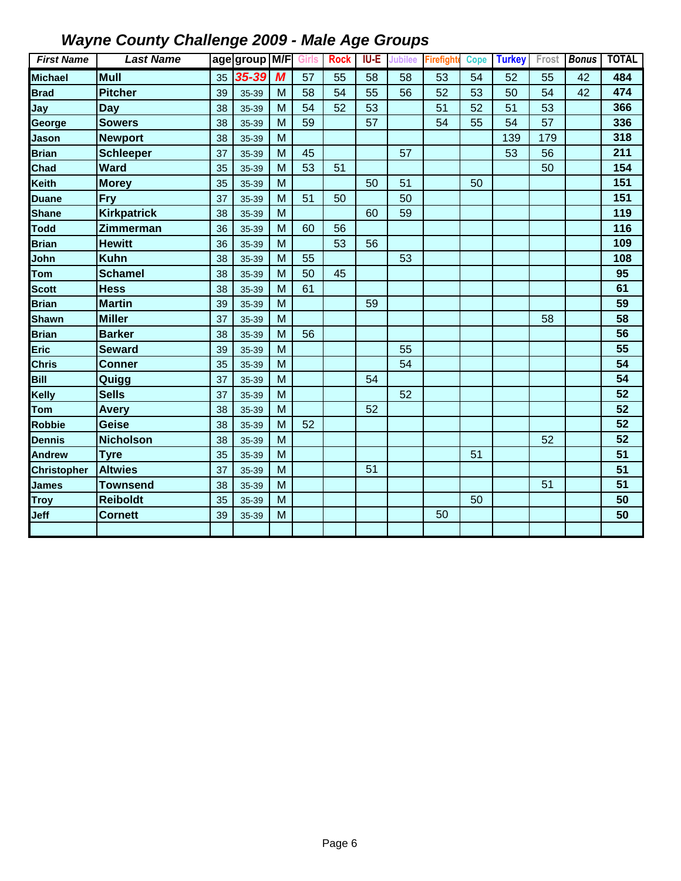## *Wayne County Challenge 2009 - Male Age Groups*

| *First Name* | *Last Name* | age | group | M/F | Girls | Rock | IU-E | Jubilee | Firefighte | Cope | Turkey | Frost | *Bonus* | TOTAL |
|---|---|---|---|---|---|---|---|---|---|---|---|---|---|---|
| **Michael** | **Mull** | 35 | ***35-39*** | ***M*** | 57 | 55 | 58 | 58 | 53 | 54 | 52 | 55 | 42 | **484** |
| **Brad** | **Pitcher** | 39 | 35-39 | M | 58 | 54 | 55 | 56 | 52 | 53 | 50 | 54 | 42 | **474** |
| **Jay** | **Day** | 38 | 35-39 | M | 54 | 52 | 53 | | 51 | 52 | 51 | 53 | | **366** |
| **George** | **Sowers** | 38 | 35-39 | M | 59 | | 57 | | 54 | 55 | 54 | 57 | | **336** |
| **Jason** | **Newport** | 38 | 35-39 | M | | | | | | | 139 | 179 | | **318** |
| **Brian** | **Schleeper** | 37 | 35-39 | M | 45 | | | 57 | | | 53 | 56 | | **211** |
| **Chad** | **Ward** | 35 | 35-39 | M | 53 | 51 | | | | | | 50 | | **154** |
| **Keith** | **Morey** | 35 | 35-39 | M | | | 50 | 51 | | 50 | | | | **151** |
| **Duane** | **Fry** | 37 | 35-39 | M | 51 | 50 | | 50 | | | | | | **151** |
| **Shane** | **Kirkpatrick** | 38 | 35-39 | M | | | 60 | 59 | | | | | | **119** |
| **Todd** | **Zimmerman** | 36 | 35-39 | M | 60 | 56 | | | | | | | | **116** |
| **Brian** | **Hewitt** | 36 | 35-39 | M | | 53 | 56 | | | | | | | **109** |
| **John** | **Kuhn** | 38 | 35-39 | M | 55 | | | 53 | | | | | | **108** |
| **Tom** | **Schamel** | 38 | 35-39 | M | 50 | 45 | | | | | | | | **95** |
| **Scott** | **Hess** | 38 | 35-39 | M | 61 | | | | | | | | | **61** |
| **Brian** | **Martin** | 39 | 35-39 | M | | | 59 | | | | | | | **59** |
| **Shawn** | **Miller** | 37 | 35-39 | M | | | | | | | | 58 | | **58** |
| **Brian** | **Barker** | 38 | 35-39 | M | 56 | | | | | | | | | **56** |
| **Eric** | **Seward** | 39 | 35-39 | M | | | | 55 | | | | | | **55** |
| **Chris** | **Conner** | 35 | 35-39 | M | | | | 54 | | | | | | **54** |
| **Bill** | **Quigg** | 37 | 35-39 | M | | | 54 | | | | | | | **54** |
| **Kelly** | **Sells** | 37 | 35-39 | M | | | | 52 | | | | | | **52** |
| **Tom** | **Avery** | 38 | 35-39 | M | | | 52 | | | | | | | **52** |
| **Robbie** | **Geise** | 38 | 35-39 | M | 52 | | | | | | | | | **52** |
| **Dennis** | **Nicholson** | 38 | 35-39 | M | | | | | | | | 52 | | **52** |
| **Andrew** | **Tyre** | 35 | 35-39 | M | | | | | | 51 | | | | **51** |
| **Christopher** | **Altwies** | 37 | 35-39 | M | | | 51 | | | | | | | **51** |
| **James** | **Townsend** | 38 | 35-39 | M | | | | | | | | 51 | | **51** |
| **Troy** | **Reiboldt** | 35 | 35-39 | M | | | | | | 50 | | | | **50** |
| **Jeff** | **Cornett** | 39 | 35-39 | M | | | | | 50 | | | | | **50** |
| | | | | | | | | | | | | | | |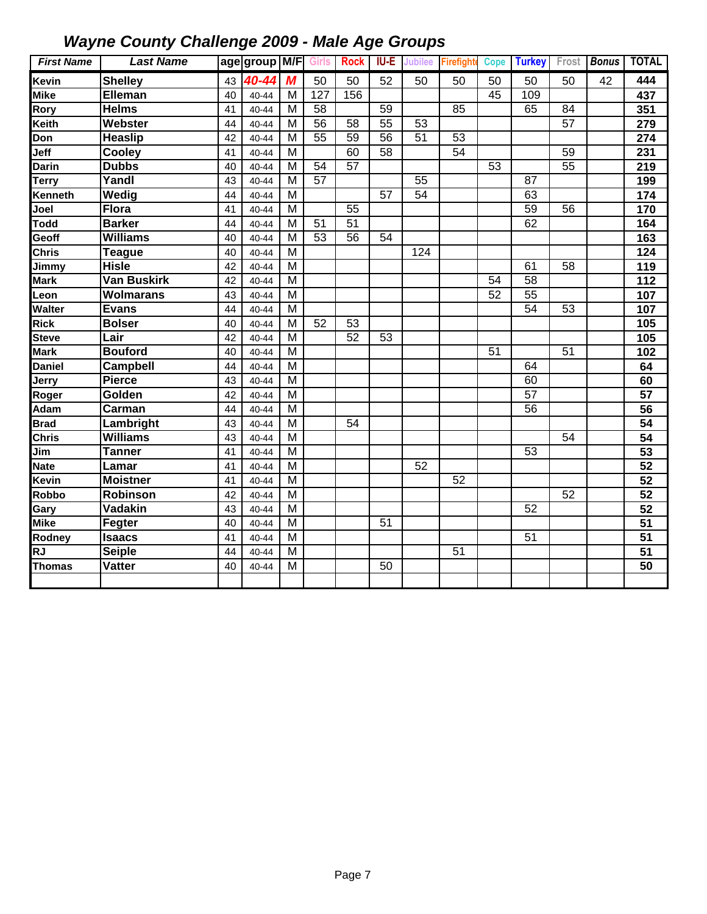## *Wayne County Challenge 2009 - Male Age Groups*

| First Name | Last Name | age | group | M/F | Girls | Rock | IU-E | Jubilee | Firefighter | Cope | Turkey | Frost | Bonus | TOTAL |
|---|---|---|---|---|---|---|---|---|---|---|---|---|---|---|
| Kevin | Shelley | 43 | 40-44 | M | 50 | 50 | 52 | 50 | 50 | 50 | 50 | 50 | 42 | 444 |
| Mike | Elleman | 40 | 40-44 | M | 127 | 156 | | | | 45 | 109 | | | 437 |
| Rory | Helms | 41 | 40-44 | M | 58 | | 59 | | 85 | | 65 | 84 | | 351 |
| Keith | Webster | 44 | 40-44 | M | 56 | 58 | 55 | 53 | | | | 57 | | 279 |
| Don | Heaslip | 42 | 40-44 | M | 55 | 59 | 56 | 51 | 53 | | | | | 274 |
| Jeff | Cooley | 41 | 40-44 | M | | 60 | 58 | | 54 | | | 59 | | 231 |
| Darin | Dubbs | 40 | 40-44 | M | 54 | 57 | | | | 53 | | 55 | | 219 |
| Terry | Yandl | 43 | 40-44 | M | 57 | | | 55 | | | 87 | | | 199 |
| Kenneth | Wedig | 44 | 40-44 | M | | | 57 | 54 | | | 63 | | | 174 |
| Joel | Flora | 41 | 40-44 | M | | 55 | | | | | 59 | 56 | | 170 |
| Todd | Barker | 44 | 40-44 | M | 51 | 51 | | | | | 62 | | | 164 |
| Geoff | Williams | 40 | 40-44 | M | 53 | 56 | 54 | | | | | | | 163 |
| Chris | Teague | 40 | 40-44 | M | | | | 124 | | | | | | 124 |
| Jimmy | Hisle | 42 | 40-44 | M | | | | | | | 61 | 58 | | 119 |
| Mark | Van Buskirk | 42 | 40-44 | M | | | | | | 54 | 58 | | | 112 |
| Leon | Wolmarans | 43 | 40-44 | M | | | | | | 52 | 55 | | | 107 |
| Walter | Evans | 44 | 40-44 | M | | | | | | | 54 | 53 | | 107 |
| Rick | Bolser | 40 | 40-44 | M | 52 | 53 | | | | | | | | 105 |
| Steve | Lair | 42 | 40-44 | M | | 52 | 53 | | | | | | | 105 |
| Mark | Bouford | 40 | 40-44 | M | | | | | | 51 | | 51 | | 102 |
| Daniel | Campbell | 44 | 40-44 | M | | | | | | | 64 | | | 64 |
| Jerry | Pierce | 43 | 40-44 | M | | | | | | | 60 | | | 60 |
| Roger | Golden | 42 | 40-44 | M | | | | | | | 57 | | | 57 |
| Adam | Carman | 44 | 40-44 | M | | | | | | | 56 | | | 56 |
| Brad | Lambright | 43 | 40-44 | M | | 54 | | | | | | | | 54 |
| Chris | Williams | 43 | 40-44 | M | | | | | | | | 54 | | 54 |
| Jim | Tanner | 41 | 40-44 | M | | | | | | | 53 | | | 53 |
| Nate | Lamar | 41 | 40-44 | M | | | | 52 | | | | | | 52 |
| Kevin | Moistner | 41 | 40-44 | M | | | | | 52 | | | | | 52 |
| Robbo | Robinson | 42 | 40-44 | M | | | | | | | | 52 | | 52 |
| Gary | Vadakin | 43 | 40-44 | M | | | | | | | 52 | | | 52 |
| Mike | Fegter | 40 | 40-44 | M | | | 51 | | | | | | | 51 |
| Rodney | Isaacs | 41 | 40-44 | M | | | | | | | 51 | | | 51 |
| RJ | Seiple | 44 | 40-44 | M | | | | | 51 | | | | | 51 |
| Thomas | Vatter | 40 | 40-44 | M | | | 50 | | | | | | | 50 |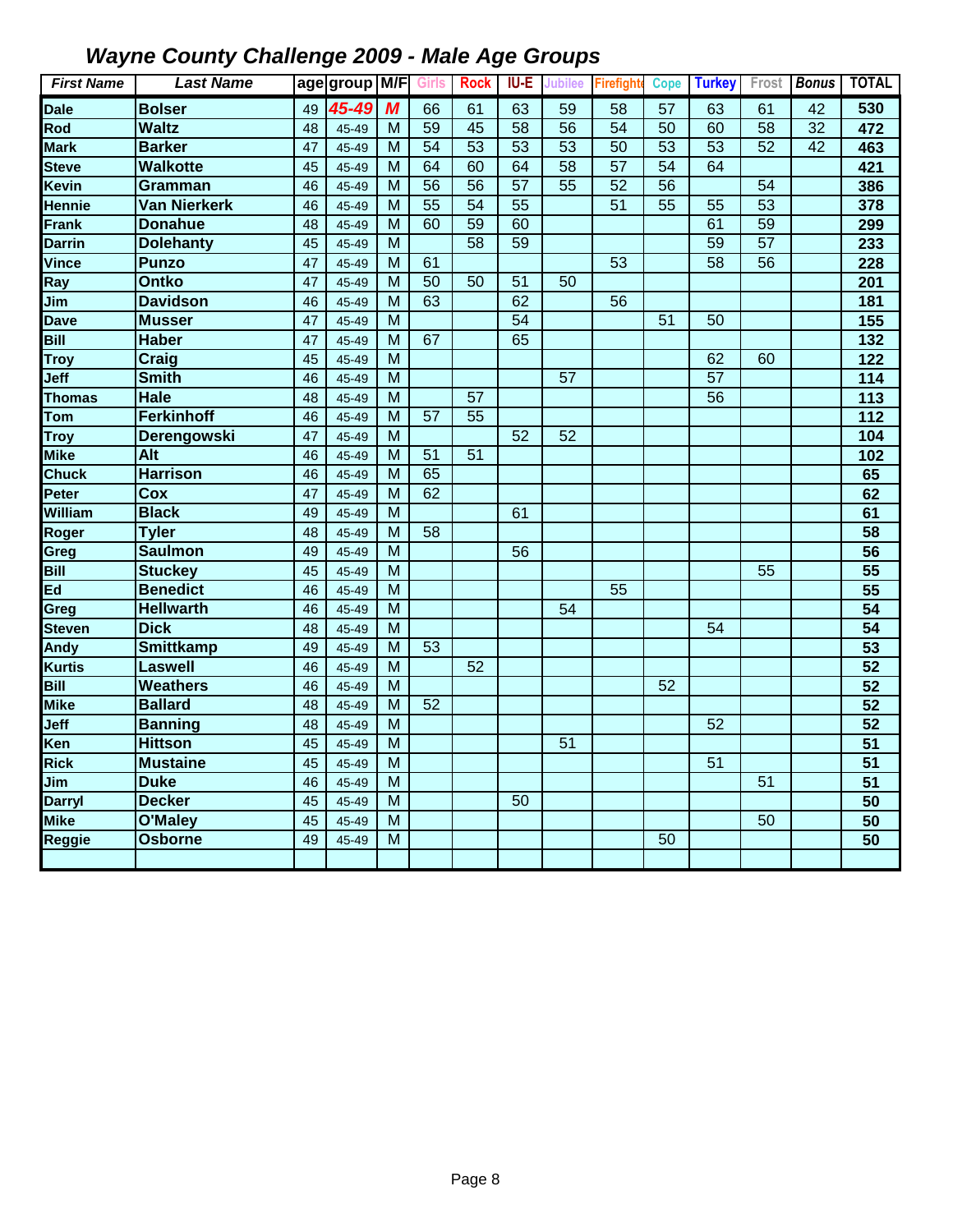# *Wayne County Challenge 2009 - Male Age Groups*

| First Name | Last Name | age | group | M/F | Girls | Rock | IU-E | Jubilee | Firefighter | Cope | Turkey | Frost | Bonus | TOTAL |
|---|---|---|---|---|---|---|---|---|---|---|---|---|---|---|
| Dale | Bolser | 49 | 45-49 | M | 66 | 61 | 63 | 59 | 58 | 57 | 63 | 61 | 42 | 530 |
| Rod | Waltz | 48 | 45-49 | M | 59 | 45 | 58 | 56 | 54 | 50 | 60 | 58 | 32 | 472 |
| Mark | Barker | 47 | 45-49 | M | 54 | 53 | 53 | 53 | 50 | 53 | 53 | 52 | 42 | 463 |
| Steve | Walkotte | 45 | 45-49 | M | 64 | 60 | 64 | 58 | 57 | 54 | 64 | | | 421 |
| Kevin | Gramman | 46 | 45-49 | M | 56 | 56 | 57 | 55 | 52 | 56 | | 54 | | 386 |
| Hennie | Van Nierkerk | 46 | 45-49 | M | 55 | 54 | 55 | | 51 | 55 | 55 | 53 | | 378 |
| Frank | Donahue | 48 | 45-49 | M | 60 | 59 | 60 | | | | 61 | 59 | | 299 |
| Darrin | Dolehanty | 45 | 45-49 | M | | 58 | 59 | | | | 59 | 57 | | 233 |
| Vince | Punzo | 47 | 45-49 | M | 61 | | | | 53 | | 58 | 56 | | 228 |
| Ray | Ontko | 47 | 45-49 | M | 50 | 50 | 51 | 50 | | | | | | 201 |
| Jim | Davidson | 46 | 45-49 | M | 63 | | 62 | | 56 | | | | | 181 |
| Dave | Musser | 47 | 45-49 | M | | | 54 | | | 51 | 50 | | | 155 |
| Bill | Haber | 47 | 45-49 | M | 67 | | 65 | | | | | | | 132 |
| Troy | Craig | 45 | 45-49 | M | | | | | | | 62 | 60 | | 122 |
| Jeff | Smith | 46 | 45-49 | M | | | | 57 | | | 57 | | | 114 |
| Thomas | Hale | 48 | 45-49 | M | | 57 | | | | | 56 | | | 113 |
| Tom | Ferkinhoff | 46 | 45-49 | M | 57 | 55 | | | | | | | | 112 |
| Troy | Derengowski | 47 | 45-49 | M | | | 52 | 52 | | | | | | 104 |
| Mike | Alt | 46 | 45-49 | M | 51 | 51 | | | | | | | | 102 |
| Chuck | Harrison | 46 | 45-49 | M | 65 | | | | | | | | | 65 |
| Peter | Cox | 47 | 45-49 | M | 62 | | | | | | | | | 62 |
| William | Black | 49 | 45-49 | M | | | 61 | | | | | | | 61 |
| Roger | Tyler | 48 | 45-49 | M | 58 | | | | | | | | | 58 |
| Greg | Saulmon | 49 | 45-49 | M | | | 56 | | | | | | | 56 |
| Bill | Stuckey | 45 | 45-49 | M | | | | | | | | 55 | | 55 |
| Ed | Benedict | 46 | 45-49 | M | | | | | 55 | | | | | 55 |
| Greg | Hellwarth | 46 | 45-49 | M | | | | 54 | | | | | | 54 |
| Steven | Dick | 48 | 45-49 | M | | | | | | | 54 | | | 54 |
| Andy | Smittkamp | 49 | 45-49 | M | 53 | | | | | | | | | 53 |
| Kurtis | Laswell | 46 | 45-49 | M | | 52 | | | | | | | | 52 |
| Bill | Weathers | 46 | 45-49 | M | | | | | | 52 | | | | 52 |
| Mike | Ballard | 48 | 45-49 | M | 52 | | | | | | | | | 52 |
| Jeff | Banning | 48 | 45-49 | M | | | | | | | 52 | | | 52 |
| Ken | Hittson | 45 | 45-49 | M | | | | 51 | | | | | | 51 |
| Rick | Mustaine | 45 | 45-49 | M | | | | | | | 51 | | | 51 |
| Jim | Duke | 46 | 45-49 | M | | | | | | | | 51 | | 51 |
| Darryl | Decker | 45 | 45-49 | M | | | 50 | | | | | | | 50 |
| Mike | O'Maley | 45 | 45-49 | M | | | | | | | | 50 | | 50 |
| Reggie | Osborne | 49 | 45-49 | M | | | | | | 50 | | | | 50 |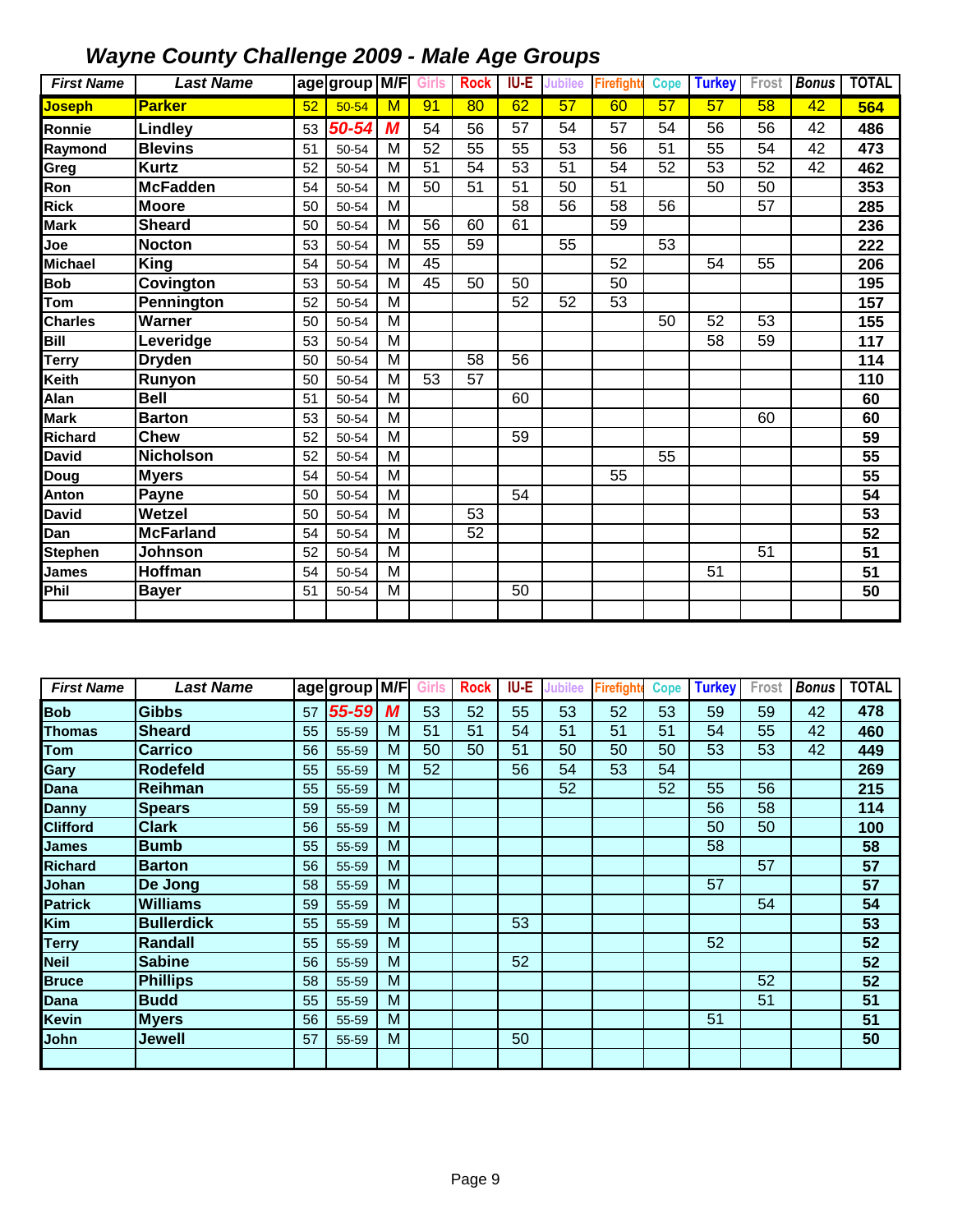## Wayne County Challenge 2009 - Male Age Groups

| First Name | Last Name | age | group | M/F | Girls | Rock | IU-E | Jubilee | Firefighter | Cope | Turkey | Frost | Bonus | TOTAL |
|---|---|---|---|---|---|---|---|---|---|---|---|---|---|---|
| Joseph | Parker | 52 | 50-54 | M | 91 | 80 | 62 | 57 | 60 | 57 | 57 | 58 | 42 | 564 |
| Ronnie | Lindley | 53 | 50-54 | M | 54 | 56 | 57 | 54 | 57 | 54 | 56 | 56 | 42 | 486 |
| Raymond | Blevins | 51 | 50-54 | M | 52 | 55 | 55 | 53 | 56 | 51 | 55 | 54 | 42 | 473 |
| Greg | Kurtz | 52 | 50-54 | M | 51 | 54 | 53 | 51 | 54 | 52 | 53 | 52 | 42 | 462 |
| Ron | McFadden | 54 | 50-54 | M | 50 | 51 | 51 | 50 | 51 | | 50 | 50 | | 353 |
| Rick | Moore | 50 | 50-54 | M | | | 58 | 56 | 58 | 56 | | 57 | | 285 |
| Mark | Sheard | 50 | 50-54 | M | 56 | 60 | 61 | | 59 | | | | | 236 |
| Joe | Nocton | 53 | 50-54 | M | 55 | 59 | | 55 | | 53 | | | | 222 |
| Michael | King | 54 | 50-54 | M | 45 | | | | 52 | | 54 | 55 | | 206 |
| Bob | Covington | 53 | 50-54 | M | 45 | 50 | 50 | | 50 | | | | | 195 |
| Tom | Pennington | 52 | 50-54 | M | | | 52 | 52 | 53 | | | | | 157 |
| Charles | Warner | 50 | 50-54 | M | | | | | | 50 | 52 | 53 | | 155 |
| Bill | Leveridge | 53 | 50-54 | M | | | | | | | 58 | 59 | | 117 |
| Terry | Dryden | 50 | 50-54 | M | | 58 | 56 | | | | | | | 114 |
| Keith | Runyon | 50 | 50-54 | M | 53 | 57 | | | | | | | | 110 |
| Alan | Bell | 51 | 50-54 | M | | | 60 | | | | | | | 60 |
| Mark | Barton | 53 | 50-54 | M | | | | | | | | 60 | | 60 |
| Richard | Chew | 52 | 50-54 | M | | | 59 | | | | | | | 59 |
| David | Nicholson | 52 | 50-54 | M | | | | | | 55 | | | | 55 |
| Doug | Myers | 54 | 50-54 | M | | | | | 55 | | | | | 55 |
| Anton | Payne | 50 | 50-54 | M | | | 54 | | | | | | | 54 |
| David | Wetzel | 50 | 50-54 | M | | 53 | | | | | | | | 53 |
| Dan | McFarland | 54 | 50-54 | M | | 52 | | | | | | | | 52 |
| Stephen | Johnson | 52 | 50-54 | M | | | | | | | | 51 | | 51 |
| James | Hoffman | 54 | 50-54 | M | | | | | | | 51 | | | 51 |
| Phil | Bayer | 51 | 50-54 | M | | | 50 | | | | | | | 50 |

| First Name | Last Name | age | group | M/F | Girls | Rock | IU-E | Jubilee | Firefighter | Cope | Turkey | Frost | Bonus | TOTAL |
|---|---|---|---|---|---|---|---|---|---|---|---|---|---|---|
| Bob | Gibbs | 57 | 55-59 | M | 53 | 52 | 55 | 53 | 52 | 53 | 59 | 59 | 42 | 478 |
| Thomas | Sheard | 55 | 55-59 | M | 51 | 51 | 54 | 51 | 51 | 51 | 54 | 55 | 42 | 460 |
| Tom | Carrico | 56 | 55-59 | M | 50 | 50 | 51 | 50 | 50 | 50 | 53 | 53 | 42 | 449 |
| Gary | Rodefeld | 55 | 55-59 | M | 52 | | 56 | 54 | 53 | 54 | | | | 269 |
| Dana | Reihman | 55 | 55-59 | M | | | | 52 | | 52 | 55 | 56 | | 215 |
| Danny | Spears | 59 | 55-59 | M | | | | | | | 56 | 58 | | 114 |
| Clifford | Clark | 56 | 55-59 | M | | | | | | | 50 | 50 | | 100 |
| James | Bumb | 55 | 55-59 | M | | | | | | | 58 | | | 58 |
| Richard | Barton | 56 | 55-59 | M | | | | | | | | 57 | | 57 |
| Johan | De Jong | 58 | 55-59 | M | | | | | | | 57 | | | 57 |
| Patrick | Williams | 59 | 55-59 | M | | | | | | | | 54 | | 54 |
| Kim | Bullerdick | 55 | 55-59 | M | | | 53 | | | | | | | 53 |
| Terry | Randall | 55 | 55-59 | M | | | | | | | 52 | | | 52 |
| Neil | Sabine | 56 | 55-59 | M | | | 52 | | | | | | | 52 |
| Bruce | Phillips | 58 | 55-59 | M | | | | | | | | 52 | | 52 |
| Dana | Budd | 55 | 55-59 | M | | | | | | | | 51 | | 51 |
| Kevin | Myers | 56 | 55-59 | M | | | | | | | 51 | | | 51 |
| John | Jewell | 57 | 55-59 | M | | | 50 | | | | | | | 50 |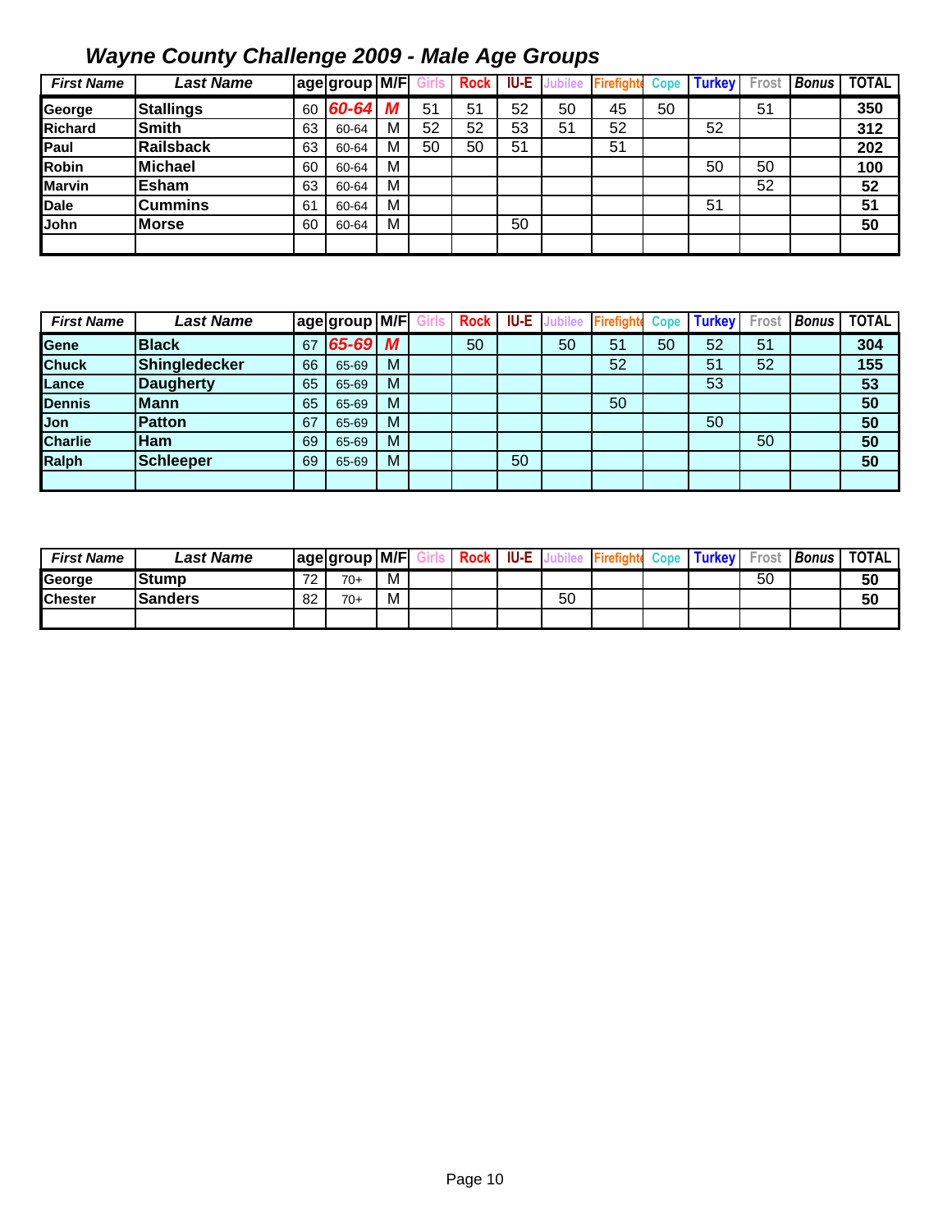# Wayne County Challenge 2009 - Male Age Groups

| First Name | Last Name | age | group | M/F | Girls | Rock | IU-E | Jubilee | Firefighte | Cope | Turkey | Frost | Bonus | TOTAL |
|---|---|---|---|---|---|---|---|---|---|---|---|---|---|---|
| George | Stallings | 60 | 60-64 | M | 51 | 51 | 52 | 50 | 45 | 50 | | 51 | | 350 |
| Richard | Smith | 63 | 60-64 | M | 52 | 52 | 53 | 51 | 52 | | 52 | | | 312 |
| Paul | Railsback | 63 | 60-64 | M | 50 | 50 | 51 | | 51 | | | | | 202 |
| Robin | Michael | 60 | 60-64 | M | | | | | | | 50 | 50 | | 100 |
| Marvin | Esham | 63 | 60-64 | M | | | | | | | | 52 | | 52 |
| Dale | Cummins | 61 | 60-64 | M | | | | | | | 51 | | | 51 |
| John | Morse | 60 | 60-64 | M | | | 50 | | | | | | | 50 |
| | | | | | | | | | | | | | | |

| First Name | Last Name | age | group | M/F | Girls | Rock | IU-E | Jubilee | Firefighte | Cope | Turkey | Frost | Bonus | TOTAL |
|---|---|---|---|---|---|---|---|---|---|---|---|---|---|---|
| Gene | Black | 67 | 65-69 | M | | 50 | | 50 | 51 | 50 | 52 | 51 | | 304 |
| Chuck | Shingledecker | 66 | 65-69 | M | | | | | 52 | | 51 | 52 | | 155 |
| Lance | Daugherty | 65 | 65-69 | M | | | | | | | 53 | | | 53 |
| Dennis | Mann | 65 | 65-69 | M | | | | | 50 | | | | | 50 |
| Jon | Patton | 67 | 65-69 | M | | | | | | | 50 | | | 50 |
| Charlie | Ham | 69 | 65-69 | M | | | | | | | | 50 | | 50 |
| Ralph | Schleeper | 69 | 65-69 | M | | | 50 | | | | | | | 50 |
| | | | | | | | | | | | | | | |

| First Name | Last Name | age | group | M/F | Girls | Rock | IU-E | Jubilee | Firefighte | Cope | Turkey | Frost | Bonus | TOTAL |
|---|---|---|---|---|---|---|---|---|---|---|---|---|---|---|
| George | Stump | 72 | 70+ | M | | | | | | | | 50 | | 50 |
| Chester | Sanders | 82 | 70+ | M | | | | 50 | | | | | | 50 |
| | | | | | | | | | | | | | | |